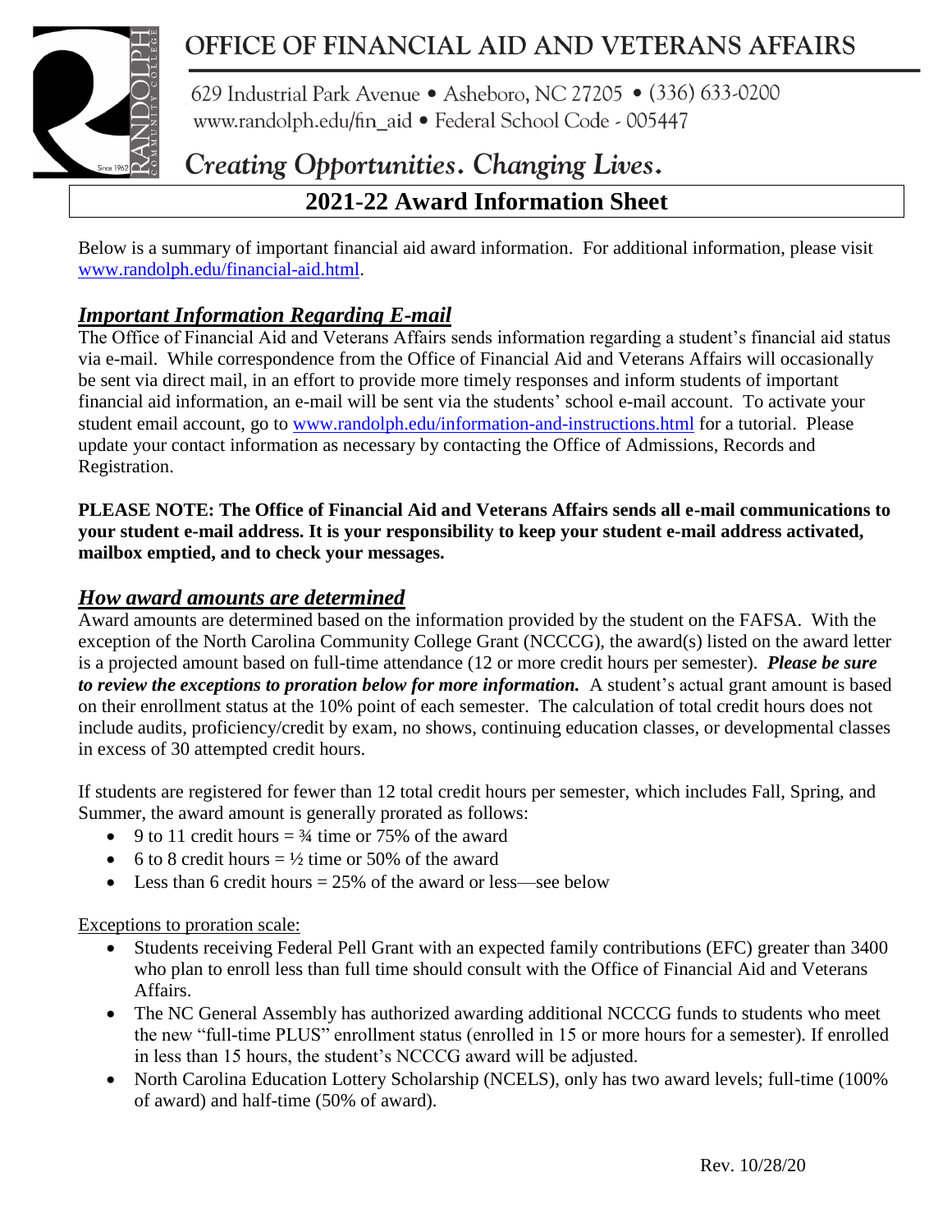# OFFICE OF FINANCIAL AID AND VETERANS AFFAIRS

629 Industrial Park Avenue • Asheboro, NC 27205 • (336) 633-0200
www.randolph.edu/fin_aid • Federal School Code - 005447

*Creating Opportunities. Changing Lives.*

## 2021-22 Award Information Sheet

Below is a summary of important financial aid award information. For additional information, please visit [www.randolph.edu/financial-aid.html](www.randolph.edu/financial-aid.html).

### *Important Information Regarding E-mail*

The Office of Financial Aid and Veterans Affairs sends information regarding a student's financial aid status via e-mail. While correspondence from the Office of Financial Aid and Veterans Affairs will occasionally be sent via direct mail, in an effort to provide more timely responses and inform students of important financial aid information, an e-mail will be sent via the students' school e-mail account. To activate your student email account, go to [www.randolph.edu/information-and-instructions.html](www.randolph.edu/information-and-instructions.html) for a tutorial. Please update your contact information as necessary by contacting the Office of Admissions, Records and Registration.

**PLEASE NOTE: The Office of Financial Aid and Veterans Affairs sends all e-mail communications to your student e-mail address. It is your responsibility to keep your student e-mail address activated, mailbox emptied, and to check your messages.**

### *How award amounts are determined*

Award amounts are determined based on the information provided by the student on the FAFSA. With the exception of the North Carolina Community College Grant (NCCCG), the award(s) listed on the award letter is a projected amount based on full-time attendance (12 or more credit hours per semester). ***Please be sure to review the exceptions to proration below for more information.*** A student's actual grant amount is based on their enrollment status at the 10% point of each semester. The calculation of total credit hours does not include audits, proficiency/credit by exam, no shows, continuing education classes, or developmental classes in excess of 30 attempted credit hours.

If students are registered for fewer than 12 total credit hours per semester, which includes Fall, Spring, and Summer, the award amount is generally prorated as follows:

- 9 to 11 credit hours = ¾ time or 75% of the award
- 6 to 8 credit hours = ½ time or 50% of the award
- Less than 6 credit hours = 25% of the award or less—see below

Exceptions to proration scale:

- Students receiving Federal Pell Grant with an expected family contributions (EFC) greater than 3400 who plan to enroll less than full time should consult with the Office of Financial Aid and Veterans Affairs.
- The NC General Assembly has authorized awarding additional NCCCG funds to students who meet the new "full-time PLUS" enrollment status (enrolled in 15 or more hours for a semester). If enrolled in less than 15 hours, the student's NCCCG award will be adjusted.
- North Carolina Education Lottery Scholarship (NCELS), only has two award levels; full-time (100% of award) and half-time (50% of award).

Rev. 10/28/20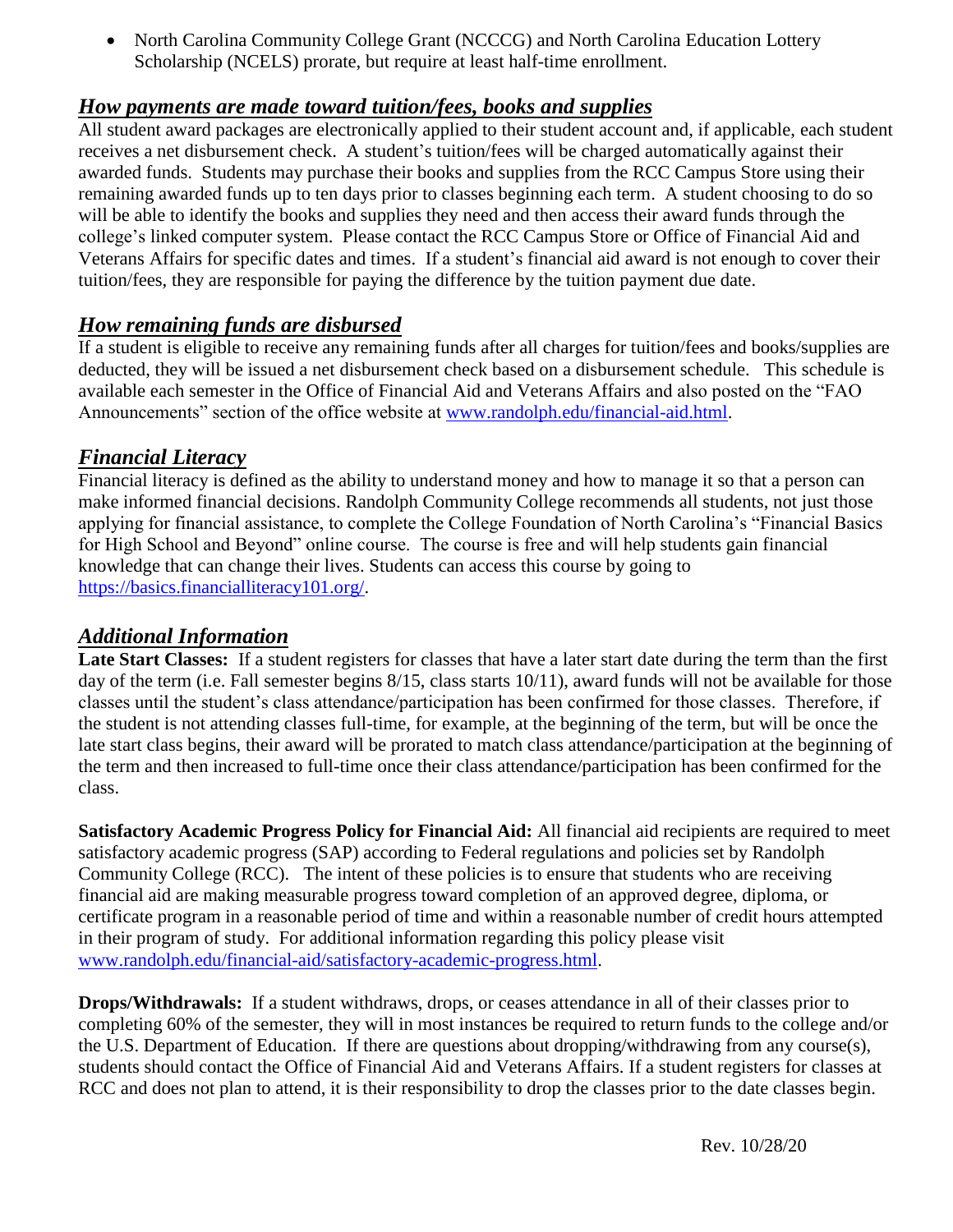- North Carolina Community College Grant (NCCCG) and North Carolina Education Lottery Scholarship (NCELS) prorate, but require at least half-time enrollment.

## *How payments are made toward tuition/fees, books and supplies*

All student award packages are electronically applied to their student account and, if applicable, each student receives a net disbursement check. A student's tuition/fees will be charged automatically against their awarded funds. Students may purchase their books and supplies from the RCC Campus Store using their remaining awarded funds up to ten days prior to classes beginning each term. A student choosing to do so will be able to identify the books and supplies they need and then access their award funds through the college's linked computer system. Please contact the RCC Campus Store or Office of Financial Aid and Veterans Affairs for specific dates and times. If a student's financial aid award is not enough to cover their tuition/fees, they are responsible for paying the difference by the tuition payment due date.

## *How remaining funds are disbursed*

If a student is eligible to receive any remaining funds after all charges for tuition/fees and books/supplies are deducted, they will be issued a net disbursement check based on a disbursement schedule. This schedule is available each semester in the Office of Financial Aid and Veterans Affairs and also posted on the "FAO Announcements" section of the office website at [www.randolph.edu/financial-aid.html](www.randolph.edu/financial-aid.html).

## *Financial Literacy*

Financial literacy is defined as the ability to understand money and how to manage it so that a person can make informed financial decisions. Randolph Community College recommends all students, not just those applying for financial assistance, to complete the College Foundation of North Carolina's "Financial Basics for High School and Beyond" online course. The course is free and will help students gain financial knowledge that can change their lives. Students can access this course by going to [https://basics.financialliteracy101.org/](https://basics.financialliteracy101.org/).

## *Additional Information*

**Late Start Classes:** If a student registers for classes that have a later start date during the term than the first day of the term (i.e. Fall semester begins 8/15, class starts 10/11), award funds will not be available for those classes until the student's class attendance/participation has been confirmed for those classes. Therefore, if the student is not attending classes full-time, for example, at the beginning of the term, but will be once the late start class begins, their award will be prorated to match class attendance/participation at the beginning of the term and then increased to full-time once their class attendance/participation has been confirmed for the class.

**Satisfactory Academic Progress Policy for Financial Aid:** All financial aid recipients are required to meet satisfactory academic progress (SAP) according to Federal regulations and policies set by Randolph Community College (RCC). The intent of these policies is to ensure that students who are receiving financial aid are making measurable progress toward completion of an approved degree, diploma, or certificate program in a reasonable period of time and within a reasonable number of credit hours attempted in their program of study. For additional information regarding this policy please visit [www.randolph.edu/financial-aid/satisfactory-academic-progress.html](www.randolph.edu/financial-aid/satisfactory-academic-progress.html).

**Drops/Withdrawals:** If a student withdraws, drops, or ceases attendance in all of their classes prior to completing 60% of the semester, they will in most instances be required to return funds to the college and/or the U.S. Department of Education. If there are questions about dropping/withdrawing from any course(s), students should contact the Office of Financial Aid and Veterans Affairs. If a student registers for classes at RCC and does not plan to attend, it is their responsibility to drop the classes prior to the date classes begin.

Rev. 10/28/20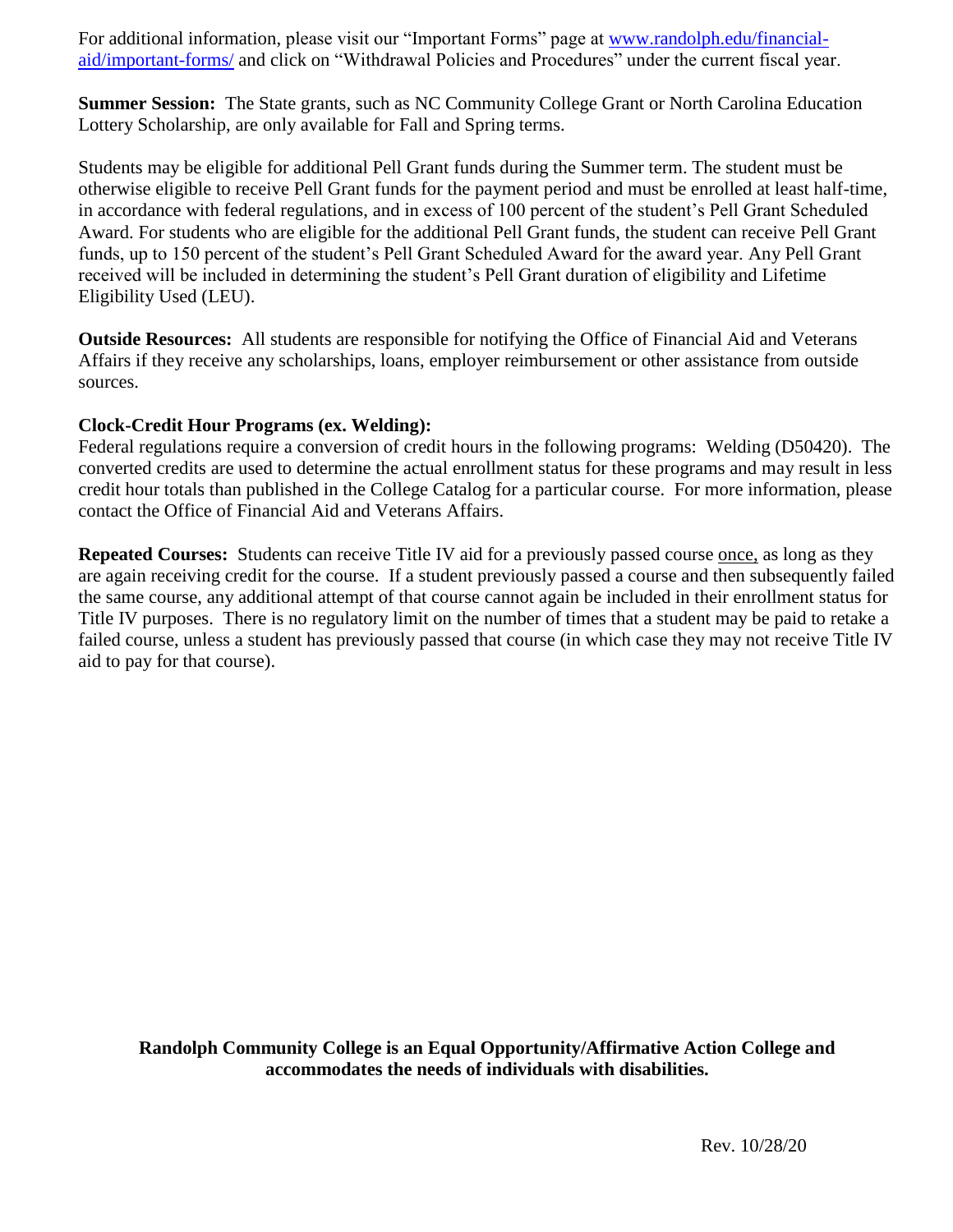For additional information, please visit our “Important Forms” page at [www.randolph.edu/financial-aid/important-forms/](www.randolph.edu/financial-aid/important-forms/) and click on “Withdrawal Policies and Procedures” under the current fiscal year.

**Summer Session:** The State grants, such as NC Community College Grant or North Carolina Education Lottery Scholarship, are only available for Fall and Spring terms.

Students may be eligible for additional Pell Grant funds during the Summer term. The student must be otherwise eligible to receive Pell Grant funds for the payment period and must be enrolled at least half-time, in accordance with federal regulations, and in excess of 100 percent of the student’s Pell Grant Scheduled Award. For students who are eligible for the additional Pell Grant funds, the student can receive Pell Grant funds, up to 150 percent of the student’s Pell Grant Scheduled Award for the award year. Any Pell Grant received will be included in determining the student’s Pell Grant duration of eligibility and Lifetime Eligibility Used (LEU).

**Outside Resources:** All students are responsible for notifying the Office of Financial Aid and Veterans Affairs if they receive any scholarships, loans, employer reimbursement or other assistance from outside sources.

**Clock-Credit Hour Programs (ex. Welding):**
Federal regulations require a conversion of credit hours in the following programs: Welding (D50420). The converted credits are used to determine the actual enrollment status for these programs and may result in less credit hour totals than published in the College Catalog for a particular course. For more information, please contact the Office of Financial Aid and Veterans Affairs.

**Repeated Courses:** Students can receive Title IV aid for a previously passed course once, as long as they are again receiving credit for the course. If a student previously passed a course and then subsequently failed the same course, any additional attempt of that course cannot again be included in their enrollment status for Title IV purposes. There is no regulatory limit on the number of times that a student may be paid to retake a failed course, unless a student has previously passed that course (in which case they may not receive Title IV aid to pay for that course).

**Randolph Community College is an Equal Opportunity/Affirmative Action College and accommodates the needs of individuals with disabilities.**

Rev. 10/28/20